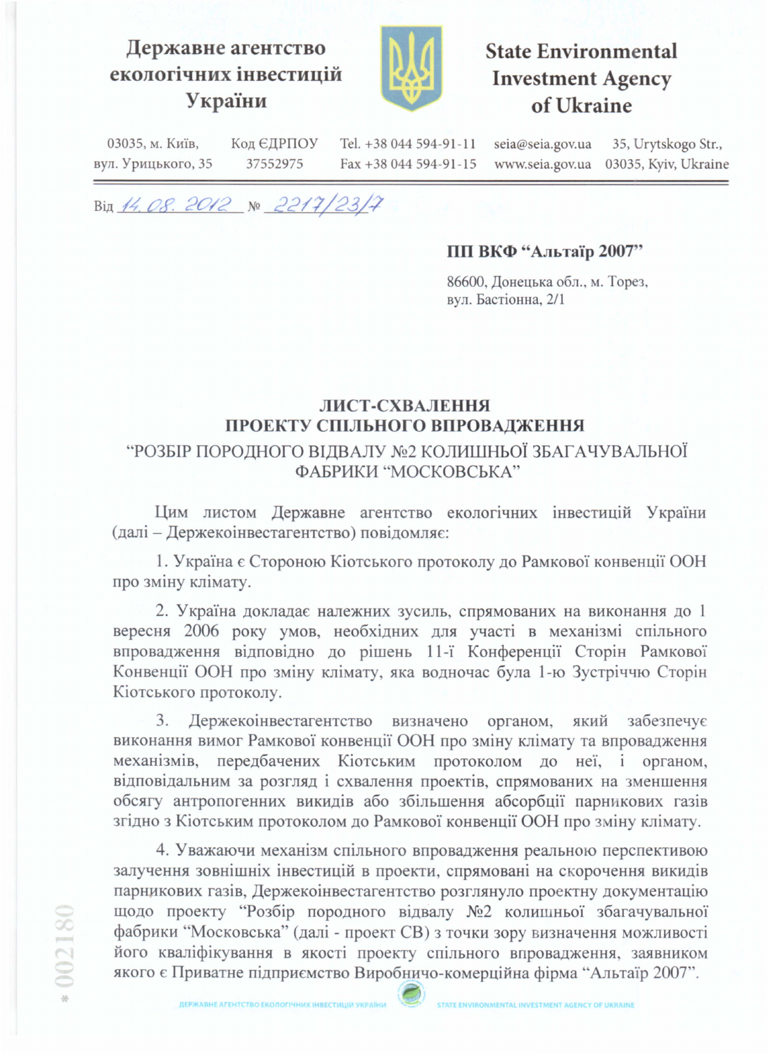**Державне агентство екологічних інвестицій України**

**State Environmental Investment Agency of Ukraine**

03035, м. Київ, вул. Урицького, 35 | Код ЄДРПОУ 37552975 | Tel. +38 044 594-91-11 Fax +38 044 594-91-15 | seia@seia.gov.ua www.seia.gov.ua | 35, Urytskogo Str., 03035, Kyiv, Ukraine

Від 14.08.2012 № 2217/23/7

**ПП ВКФ "Альтаїр 2007"**

86600, Донецька обл., м. Торез,
вул. Бастіонна, 2/1

**ЛИСТ-СХВАЛЕННЯ**
**ПРОЕКТУ СПІЛЬНОГО ВПРОВАДЖЕННЯ**
"РОЗБІР ПОРОДНОГО ВІДВАЛУ №2 КОЛИШНЬОЇ ЗБАГАЧУВАЛЬНОЇ ФАБРИКИ "МОСКОВСЬКА"

Цим листом Державне агентство екологічних інвестицій України (далі – Держекоінвестагентство) повідомляє:

1. Україна є Стороною Кіотського протоколу до Рамкової конвенції ООН про зміну клімату.

2. Україна докладає належних зусиль, спрямованих на виконання до 1 вересня 2006 року умов, необхідних для участі в механізмі спільного впровадження відповідно до рішень 11-ї Конференції Сторін Рамкової Конвенції ООН про зміну клімату, яка водночас була 1-ю Зустріччю Сторін Кіотського протоколу.

3. Держекоінвестагентство визначено органом, який забезпечує виконання вимог Рамкової конвенції ООН про зміну клімату та впровадження механізмів, передбачених Кіотським протоколом до неї, і органом, відповідальним за розгляд і схвалення проектів, спрямованих на зменшення обсягу антропогенних викидів або збільшення абсорбції парникових газів згідно з Кіотським протоколом до Рамкової конвенції ООН про зміну клімату.

4. Уважаючи механізм спільного впровадження реальною перспективою залучення зовнішніх інвестицій в проекти, спрямовані на скорочення викидів парникових газів, Держекоінвестагентство розглянуло проектну документацію щодо проекту "Розбір породного відвалу №2 колишньої збагачувальної фабрики "Московська" (далі - проект СВ) з точки зору визначення можливості його кваліфікування в якості проекту спільного впровадження, заявником якого є Приватне підприємство Виробничо-комерційна фірма "Альтаїр 2007".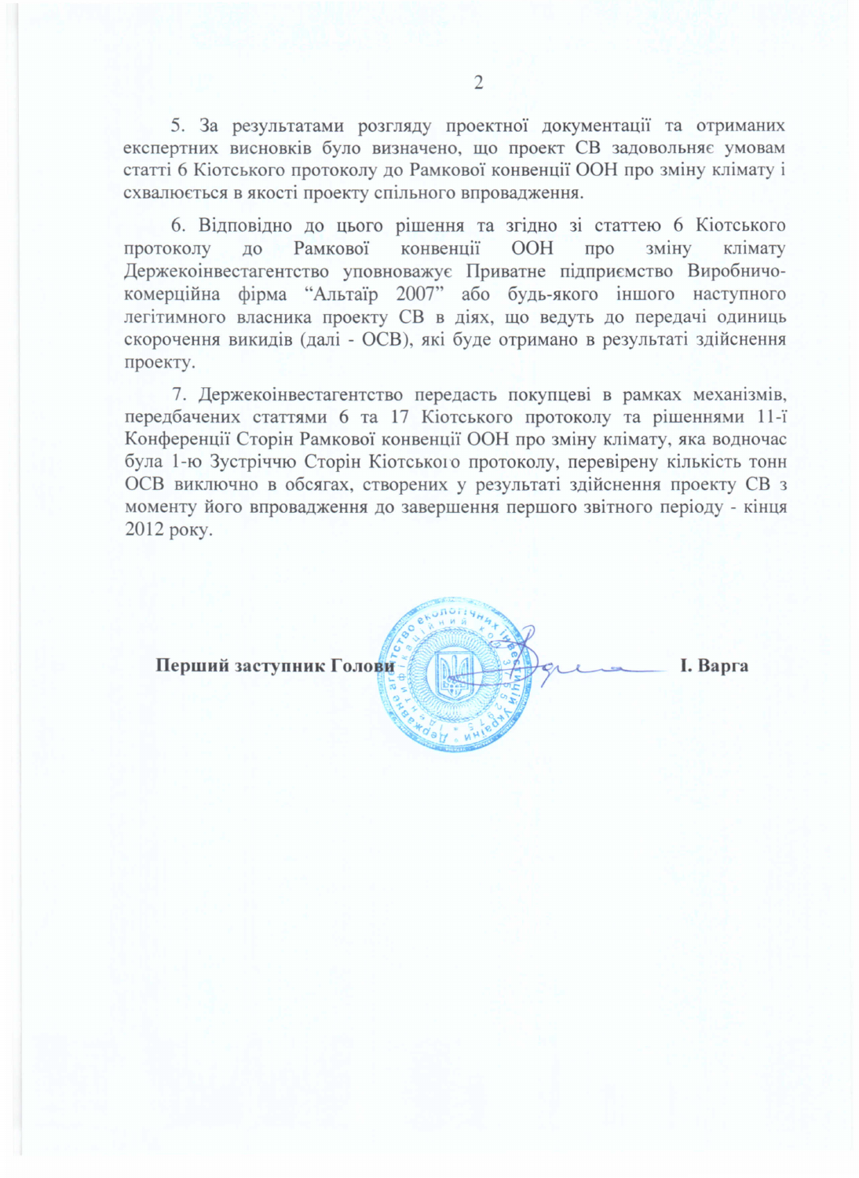5. За результатами розгляду проектної документації та отриманих експертних висновків було визначено, що проект СВ задовольняє умовам статті 6 Кіотського протоколу до Рамкової конвенції ООН про зміну клімату і схвалюється в якості проекту спільного впровадження.

6. Відповідно до цього рішення та згідно зі статтею 6 Кіотського протоколу до Рамкової конвенції ООН про зміну клімату Держекоінвестагентство уповноважує Приватне підприємство Виробничо-комерційна фірма "Альтаїр 2007" або будь-якого іншого наступного легітимного власника проекту СВ в діях, що ведуть до передачі одиниць скорочення викидів (далі - ОСВ), які буде отримано в результаті здійснення проекту.

7. Держекоінвестагентство передасть покупцеві в рамках механізмів, передбачених статтями 6 та 17 Кіотського протоколу та рішеннями 11-ї Конференції Сторін Рамкової конвенції ООН про зміну клімату, яка водночас була 1-ю Зустріччю Сторін Кіотського протоколу, перевірену кількість тонн ОСВ виключно в обсягах, створених у результаті здійснення проекту СВ з моменту його впровадження до завершення першого звітного періоду - кінця 2012 року.

**Перший заступник Голови** **І. Варга**